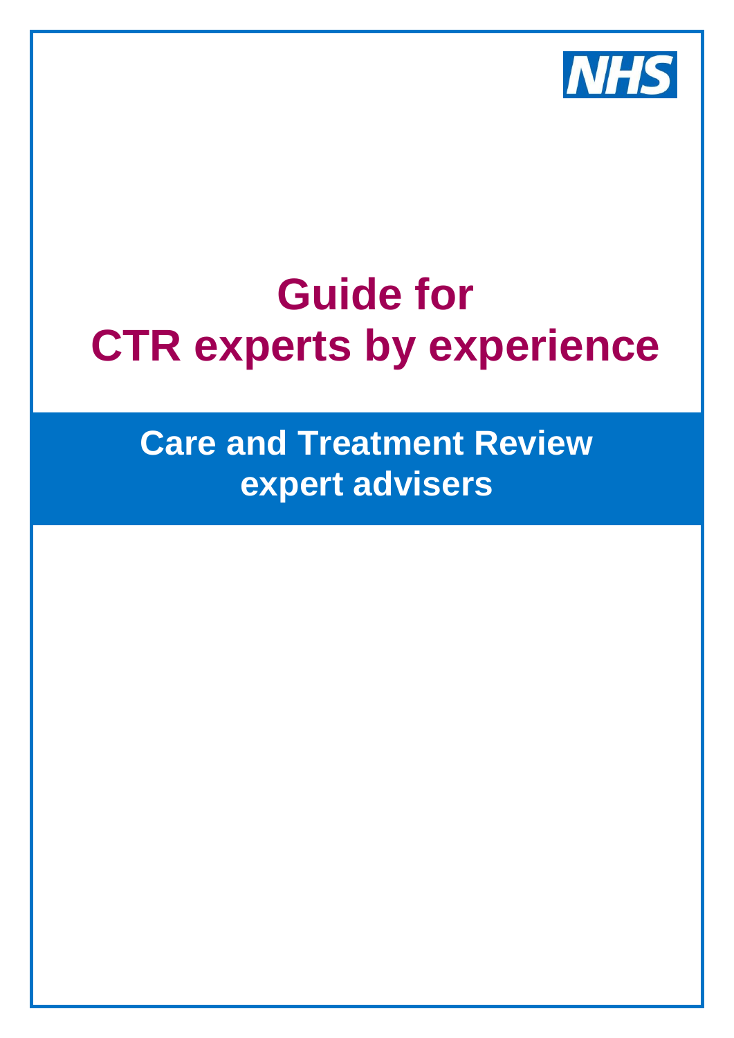NHS

# Guide for CTR experts by experience

## Care and Treatment Review expert advisers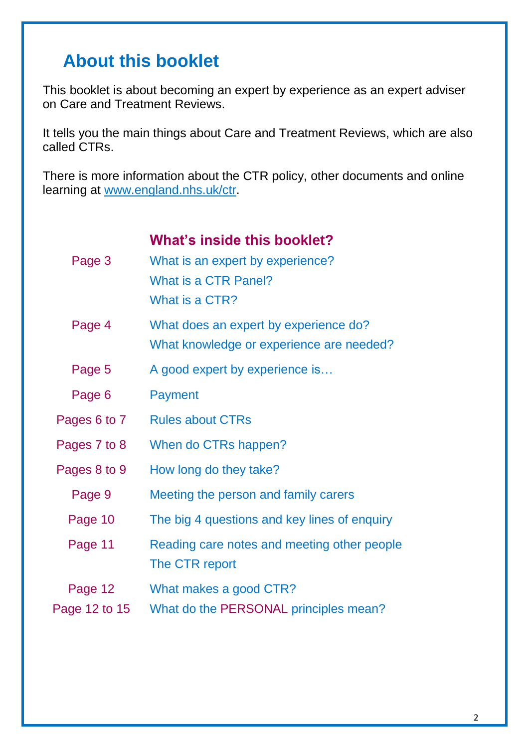# About this booklet

This booklet is about becoming an expert by experience as an expert adviser on Care and Treatment Reviews.

It tells you the main things about Care and Treatment Reviews, which are also called CTRs.

There is more information about the CTR policy, other documents and online learning at [www.england.nhs.uk/ctr](http://www.england.nhs.uk/ctr).

## What's inside this booklet?

| | |
|---|---|
| Page 3 | What is an expert by experience?<br>What is a CTR Panel?<br>What is a CTR? |
| Page 4 | What does an expert by experience do?<br>What knowledge or experience are needed? |
| Page 5 | A good expert by experience is… |
| Page 6 | Payment |
| Pages 6 to 7 | Rules about CTRs |
| Pages 7 to 8 | When do CTRs happen? |
| Pages 8 to 9 | How long do they take? |
| Page 9 | Meeting the person and family carers |
| Page 10 | The big 4 questions and key lines of enquiry |
| Page 11 | Reading care notes and meeting other people<br>The CTR report |
| Page 12 | What makes a good CTR? |
| Page 12 to 15 | What do the PERSONAL principles mean? |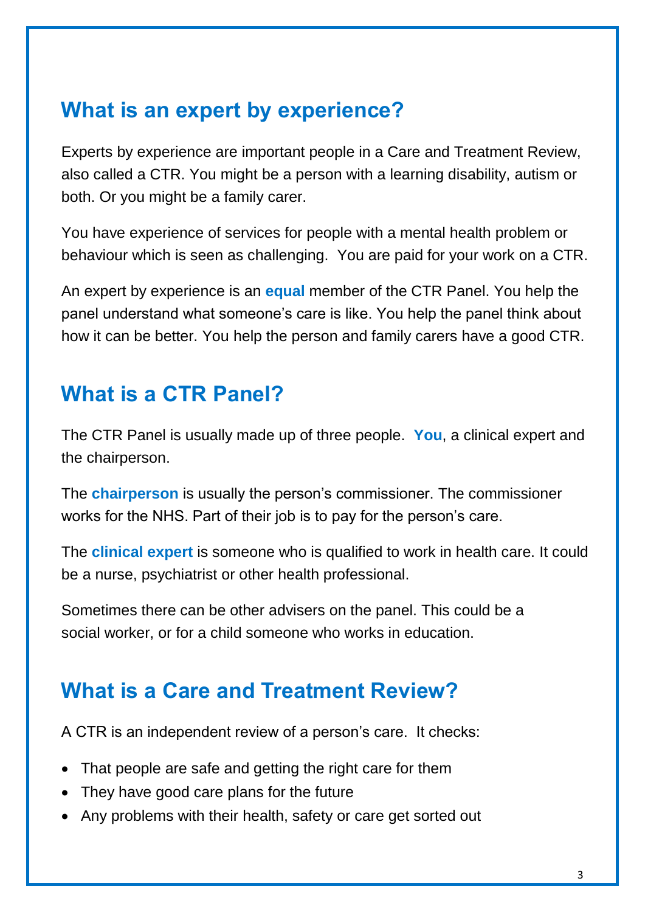## What is an expert by experience?

Experts by experience are important people in a Care and Treatment Review, also called a CTR. You might be a person with a learning disability, autism or both. Or you might be a family carer.

You have experience of services for people with a mental health problem or behaviour which is seen as challenging. You are paid for your work on a CTR.

An expert by experience is an **equal** member of the CTR Panel. You help the panel understand what someone's care is like. You help the panel think about how it can be better. You help the person and family carers have a good CTR.

## What is a CTR Panel?

The CTR Panel is usually made up of three people. **You**, a clinical expert and the chairperson.

The **chairperson** is usually the person's commissioner. The commissioner works for the NHS. Part of their job is to pay for the person's care.

The **clinical expert** is someone who is qualified to work in health care. It could be a nurse, psychiatrist or other health professional.

Sometimes there can be other advisers on the panel. This could be a social worker, or for a child someone who works in education.

## What is a Care and Treatment Review?

A CTR is an independent review of a person's care. It checks:

- That people are safe and getting the right care for them
- They have good care plans for the future
- Any problems with their health, safety or care get sorted out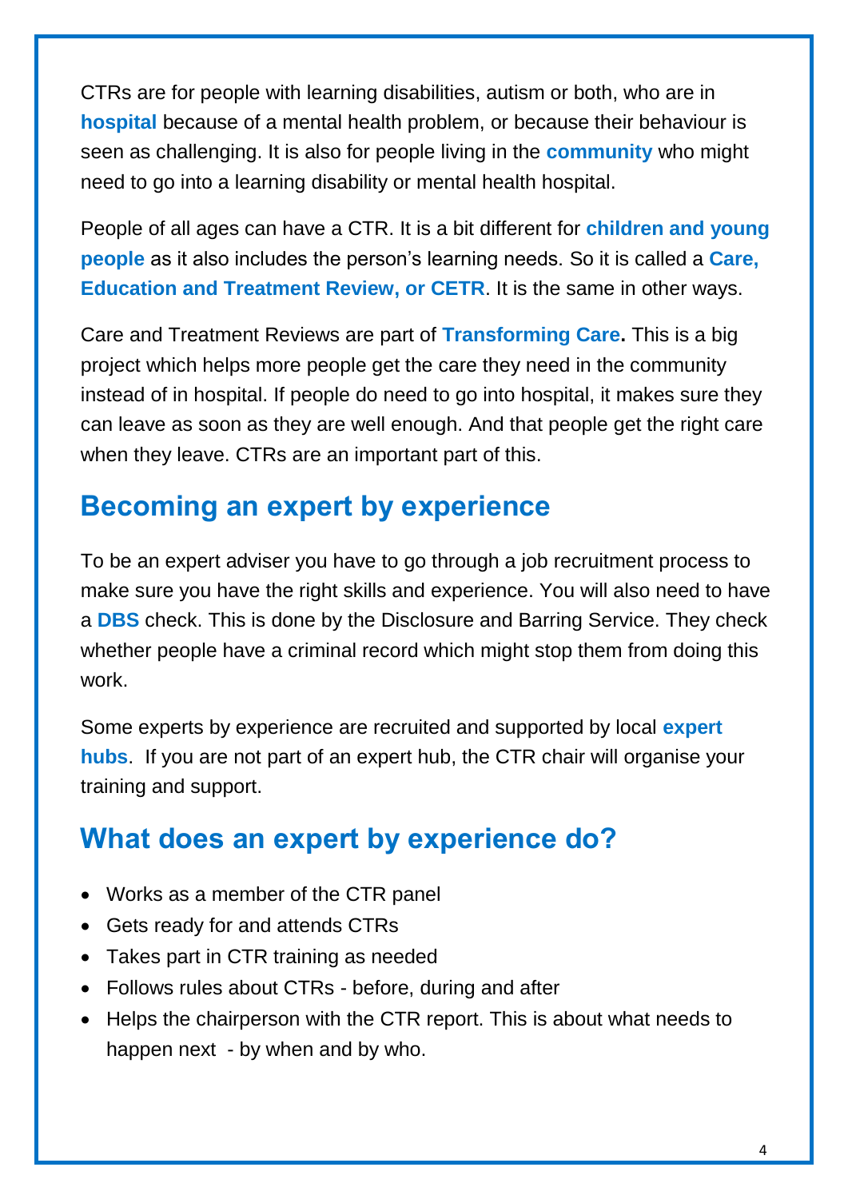CTRs are for people with learning disabilities, autism or both, who are in **hospital** because of a mental health problem, or because their behaviour is seen as challenging. It is also for people living in the **community** who might need to go into a learning disability or mental health hospital.

People of all ages can have a CTR. It is a bit different for **children and young people** as it also includes the person's learning needs. So it is called a **Care, Education and Treatment Review, or CETR**. It is the same in other ways.

Care and Treatment Reviews are part of **Transforming Care.** This is a big project which helps more people get the care they need in the community instead of in hospital. If people do need to go into hospital, it makes sure they can leave as soon as they are well enough. And that people get the right care when they leave. CTRs are an important part of this.

## Becoming an expert by experience

To be an expert adviser you have to go through a job recruitment process to make sure you have the right skills and experience. You will also need to have a **DBS** check. This is done by the Disclosure and Barring Service. They check whether people have a criminal record which might stop them from doing this work.

Some experts by experience are recruited and supported by local **expert hubs**. If you are not part of an expert hub, the CTR chair will organise your training and support.

## What does an expert by experience do?

- Works as a member of the CTR panel
- Gets ready for and attends CTRs
- Takes part in CTR training as needed
- Follows rules about CTRs - before, during and after
- Helps the chairperson with the CTR report. This is about what needs to happen next - by when and by who.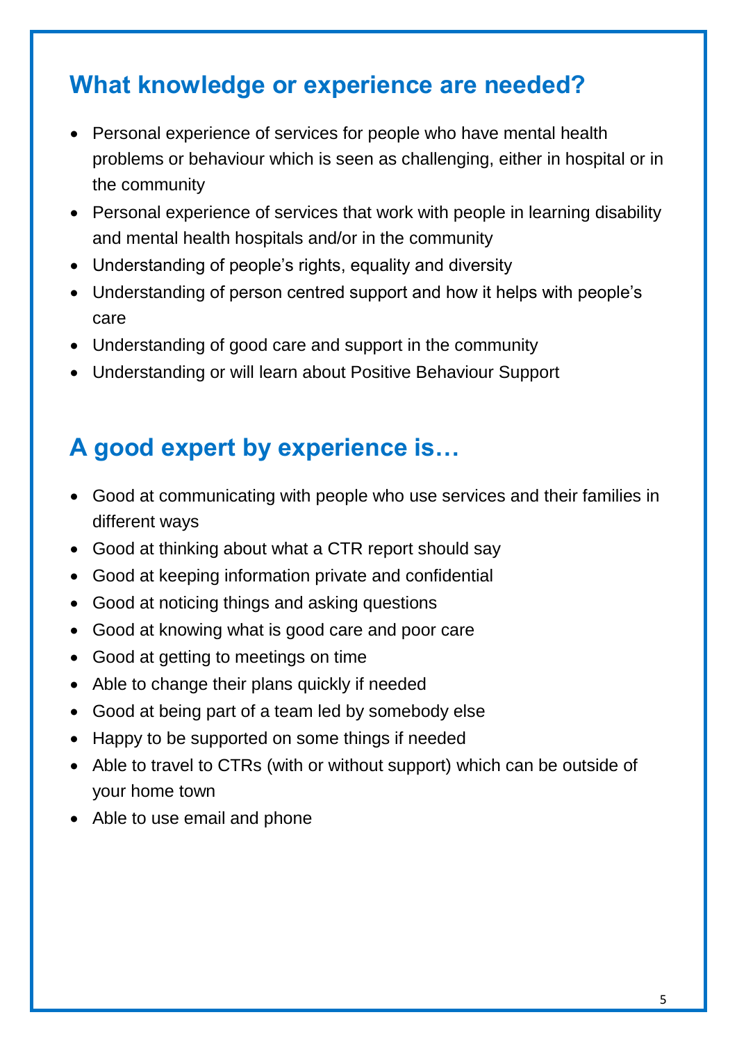## What knowledge or experience are needed?

- Personal experience of services for people who have mental health problems or behaviour which is seen as challenging, either in hospital or in the community
- Personal experience of services that work with people in learning disability and mental health hospitals and/or in the community
- Understanding of people's rights, equality and diversity
- Understanding of person centred support and how it helps with people's care
- Understanding of good care and support in the community
- Understanding or will learn about Positive Behaviour Support

## A good expert by experience is…

- Good at communicating with people who use services and their families in different ways
- Good at thinking about what a CTR report should say
- Good at keeping information private and confidential
- Good at noticing things and asking questions
- Good at knowing what is good care and poor care
- Good at getting to meetings on time
- Able to change their plans quickly if needed
- Good at being part of a team led by somebody else
- Happy to be supported on some things if needed
- Able to travel to CTRs (with or without support) which can be outside of your home town
- Able to use email and phone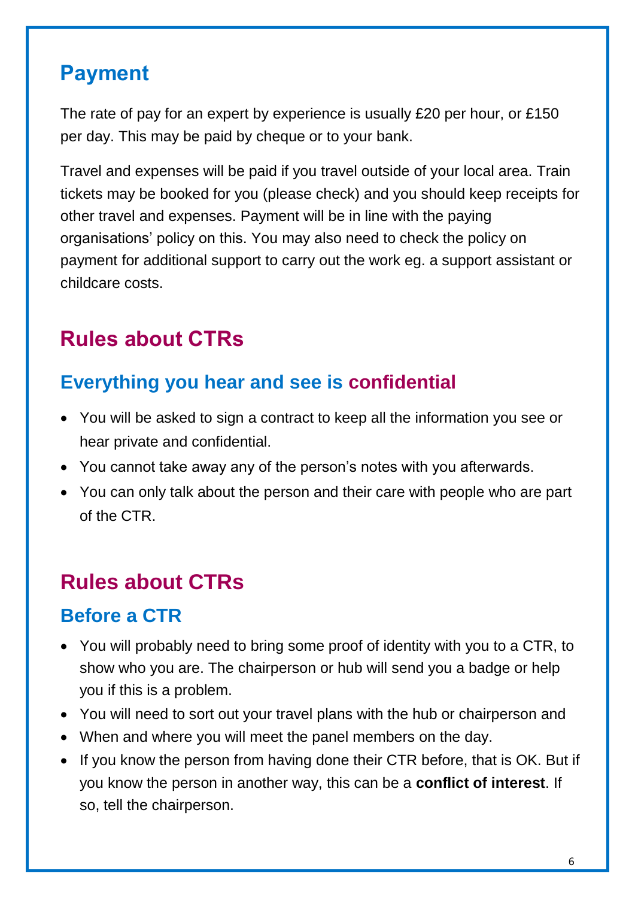## Payment

The rate of pay for an expert by experience is usually £20 per hour, or £150 per day. This may be paid by cheque or to your bank.

Travel and expenses will be paid if you travel outside of your local area. Train tickets may be booked for you (please check) and you should keep receipts for other travel and expenses. Payment will be in line with the paying organisations' policy on this. You may also need to check the policy on payment for additional support to carry out the work eg. a support assistant or childcare costs.

## Rules about CTRs

### Everything you hear and see is confidential

- You will be asked to sign a contract to keep all the information you see or hear private and confidential.
- You cannot take away any of the person's notes with you afterwards.
- You can only talk about the person and their care with people who are part of the CTR.

## Rules about CTRs

### Before a CTR

- You will probably need to bring some proof of identity with you to a CTR, to show who you are. The chairperson or hub will send you a badge or help you if this is a problem.
- You will need to sort out your travel plans with the hub or chairperson and
- When and where you will meet the panel members on the day.
- If you know the person from having done their CTR before, that is OK. But if you know the person in another way, this can be a **conflict of interest**. If so, tell the chairperson.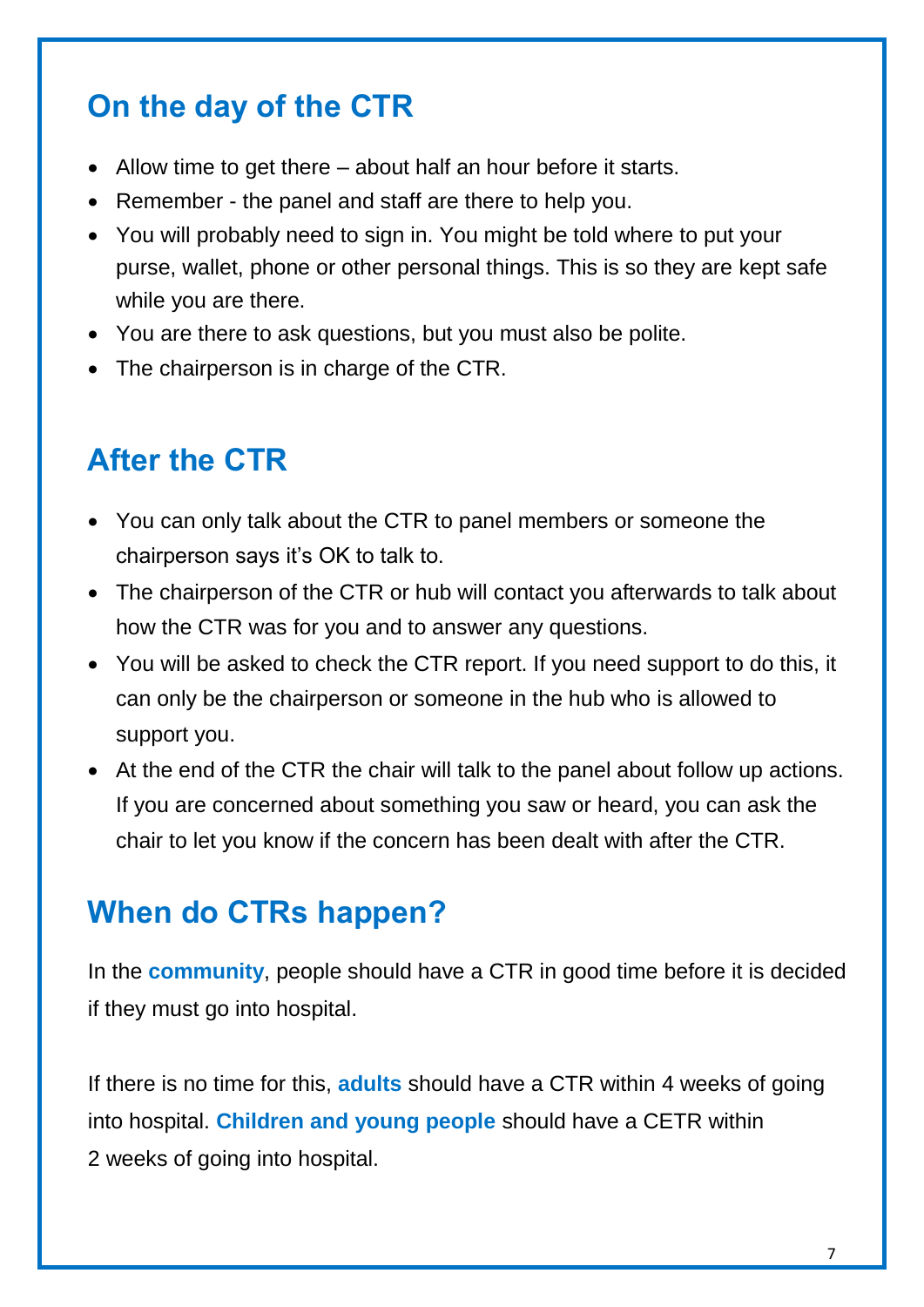## On the day of the CTR

- Allow time to get there – about half an hour before it starts.
- Remember - the panel and staff are there to help you.
- You will probably need to sign in. You might be told where to put your purse, wallet, phone or other personal things. This is so they are kept safe while you are there.
- You are there to ask questions, but you must also be polite.
- The chairperson is in charge of the CTR.

## After the CTR

- You can only talk about the CTR to panel members or someone the chairperson says it's OK to talk to.
- The chairperson of the CTR or hub will contact you afterwards to talk about how the CTR was for you and to answer any questions.
- You will be asked to check the CTR report. If you need support to do this, it can only be the chairperson or someone in the hub who is allowed to support you.
- At the end of the CTR the chair will talk to the panel about follow up actions. If you are concerned about something you saw or heard, you can ask the chair to let you know if the concern has been dealt with after the CTR.

## When do CTRs happen?

In the **community**, people should have a CTR in good time before it is decided if they must go into hospital.

If there is no time for this, **adults** should have a CTR within 4 weeks of going into hospital. **Children and young people** should have a CETR within 2 weeks of going into hospital.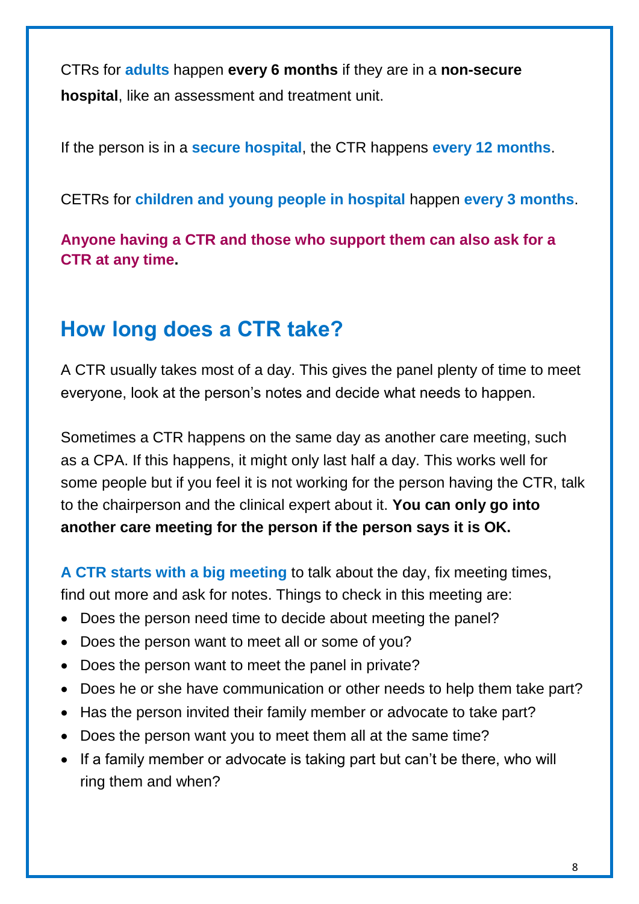CTRs for **adults** happen **every 6 months** if they are in a **non-secure hospital**, like an assessment and treatment unit.

If the person is in a **secure hospital**, the CTR happens **every 12 months**.

CETRs for **children and young people in hospital** happen **every 3 months**.

**Anyone having a CTR and those who support them can also ask for a CTR at any time.**

## How long does a CTR take?

A CTR usually takes most of a day. This gives the panel plenty of time to meet everyone, look at the person's notes and decide what needs to happen.

Sometimes a CTR happens on the same day as another care meeting, such as a CPA. If this happens, it might only last half a day. This works well for some people but if you feel it is not working for the person having the CTR, talk to the chairperson and the clinical expert about it. **You can only go into another care meeting for the person if the person says it is OK.**

**A CTR starts with a big meeting** to talk about the day, fix meeting times, find out more and ask for notes. Things to check in this meeting are:

- Does the person need time to decide about meeting the panel?
- Does the person want to meet all or some of you?
- Does the person want to meet the panel in private?
- Does he or she have communication or other needs to help them take part?
- Has the person invited their family member or advocate to take part?
- Does the person want you to meet them all at the same time?
- If a family member or advocate is taking part but can't be there, who will ring them and when?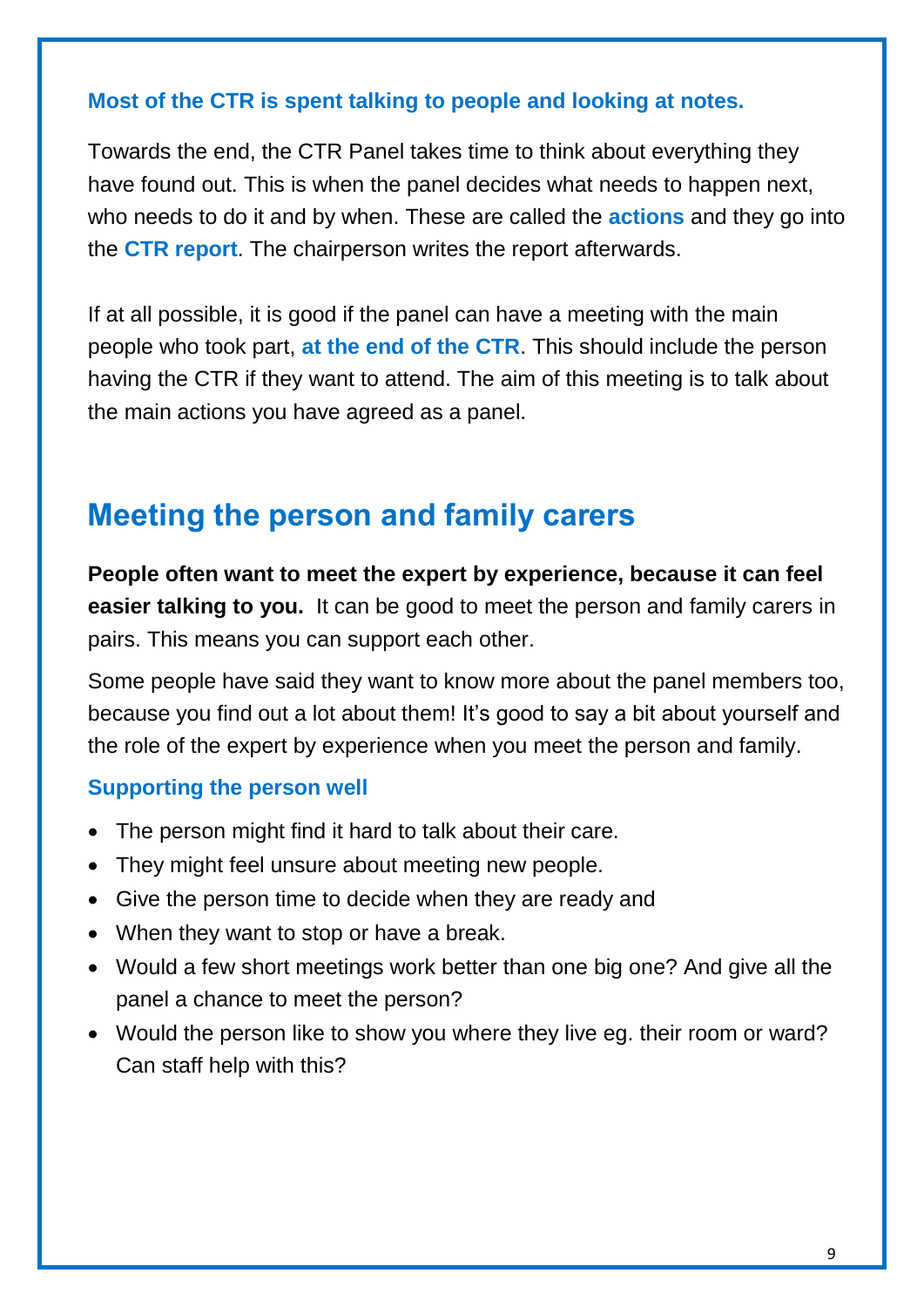**Most of the CTR is spent talking to people and looking at notes.**

Towards the end, the CTR Panel takes time to think about everything they have found out. This is when the panel decides what needs to happen next, who needs to do it and by when. These are called the **actions** and they go into the **CTR report**. The chairperson writes the report afterwards.

If at all possible, it is good if the panel can have a meeting with the main people who took part, **at the end of the CTR**. This should include the person having the CTR if they want to attend. The aim of this meeting is to talk about the main actions you have agreed as a panel.

## Meeting the person and family carers

**People often want to meet the expert by experience, because it can feel easier talking to you.** It can be good to meet the person and family carers in pairs. This means you can support each other.

Some people have said they want to know more about the panel members too, because you find out a lot about them! It's good to say a bit about yourself and the role of the expert by experience when you meet the person and family.

### Supporting the person well

- The person might find it hard to talk about their care.
- They might feel unsure about meeting new people.
- Give the person time to decide when they are ready and
- When they want to stop or have a break.
- Would a few short meetings work better than one big one? And give all the panel a chance to meet the person?
- Would the person like to show you where they live eg. their room or ward? Can staff help with this?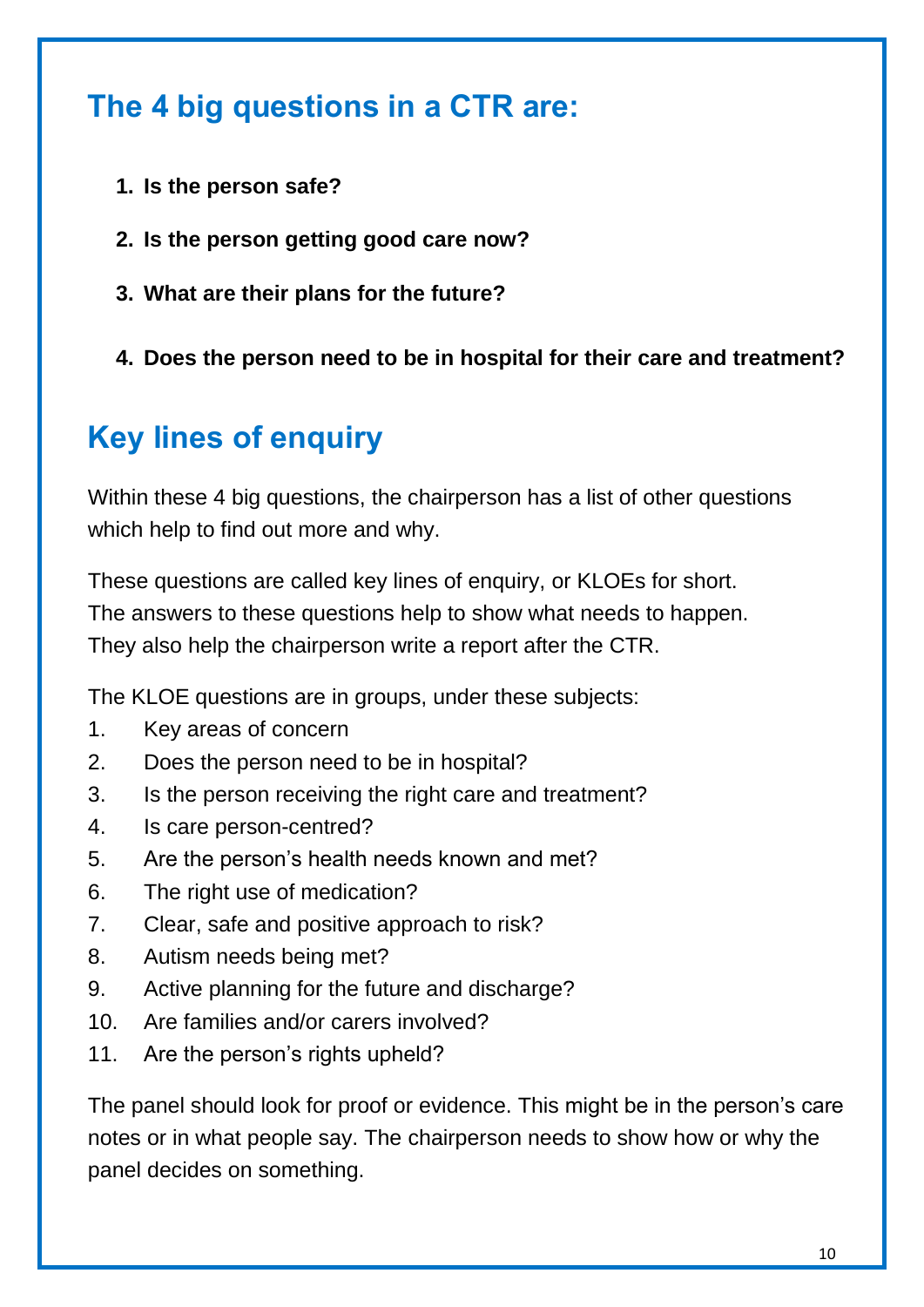## The 4 big questions in a CTR are:

1. **Is the person safe?**
2. **Is the person getting good care now?**
3. **What are their plans for the future?**
4. **Does the person need to be in hospital for their care and treatment?**

## Key lines of enquiry

Within these 4 big questions, the chairperson has a list of other questions which help to find out more and why.

These questions are called key lines of enquiry, or KLOEs for short. The answers to these questions help to show what needs to happen. They also help the chairperson write a report after the CTR.

The KLOE questions are in groups, under these subjects:

1. Key areas of concern
2. Does the person need to be in hospital?
3. Is the person receiving the right care and treatment?
4. Is care person-centred?
5. Are the person's health needs known and met?
6. The right use of medication?
7. Clear, safe and positive approach to risk?
8. Autism needs being met?
9. Active planning for the future and discharge?
10. Are families and/or carers involved?
11. Are the person's rights upheld?

The panel should look for proof or evidence. This might be in the person's care notes or in what people say. The chairperson needs to show how or why the panel decides on something.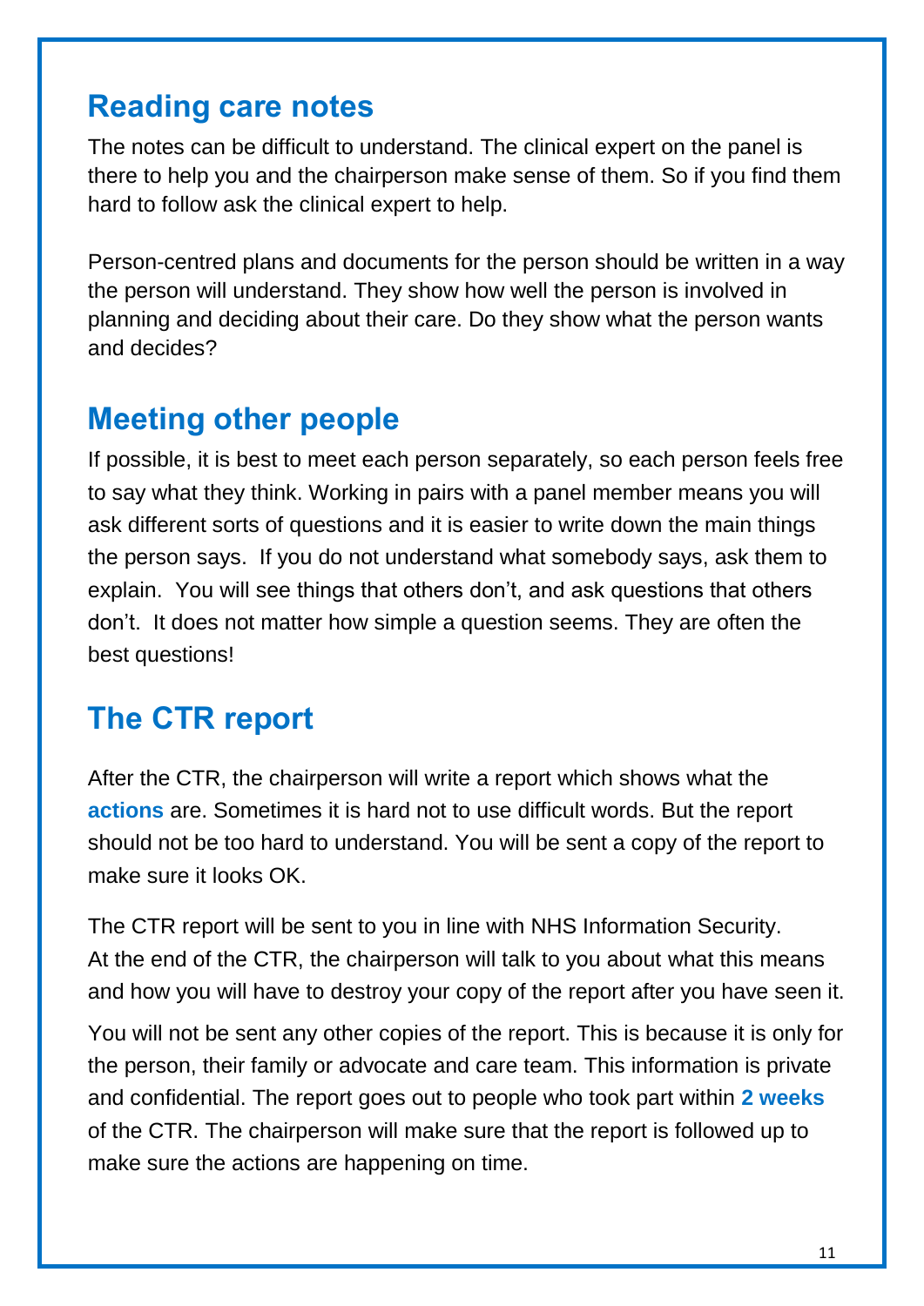## Reading care notes

The notes can be difficult to understand. The clinical expert on the panel is there to help you and the chairperson make sense of them. So if you find them hard to follow ask the clinical expert to help.

Person-centred plans and documents for the person should be written in a way the person will understand. They show how well the person is involved in planning and deciding about their care. Do they show what the person wants and decides?

## Meeting other people

If possible, it is best to meet each person separately, so each person feels free to say what they think. Working in pairs with a panel member means you will ask different sorts of questions and it is easier to write down the main things the person says. If you do not understand what somebody says, ask them to explain. You will see things that others don't, and ask questions that others don't. It does not matter how simple a question seems. They are often the best questions!

## The CTR report

After the CTR, the chairperson will write a report which shows what the **actions** are. Sometimes it is hard not to use difficult words. But the report should not be too hard to understand. You will be sent a copy of the report to make sure it looks OK.

The CTR report will be sent to you in line with NHS Information Security. At the end of the CTR, the chairperson will talk to you about what this means and how you will have to destroy your copy of the report after you have seen it.

You will not be sent any other copies of the report. This is because it is only for the person, their family or advocate and care team. This information is private and confidential. The report goes out to people who took part within **2 weeks** of the CTR. The chairperson will make sure that the report is followed up to make sure the actions are happening on time.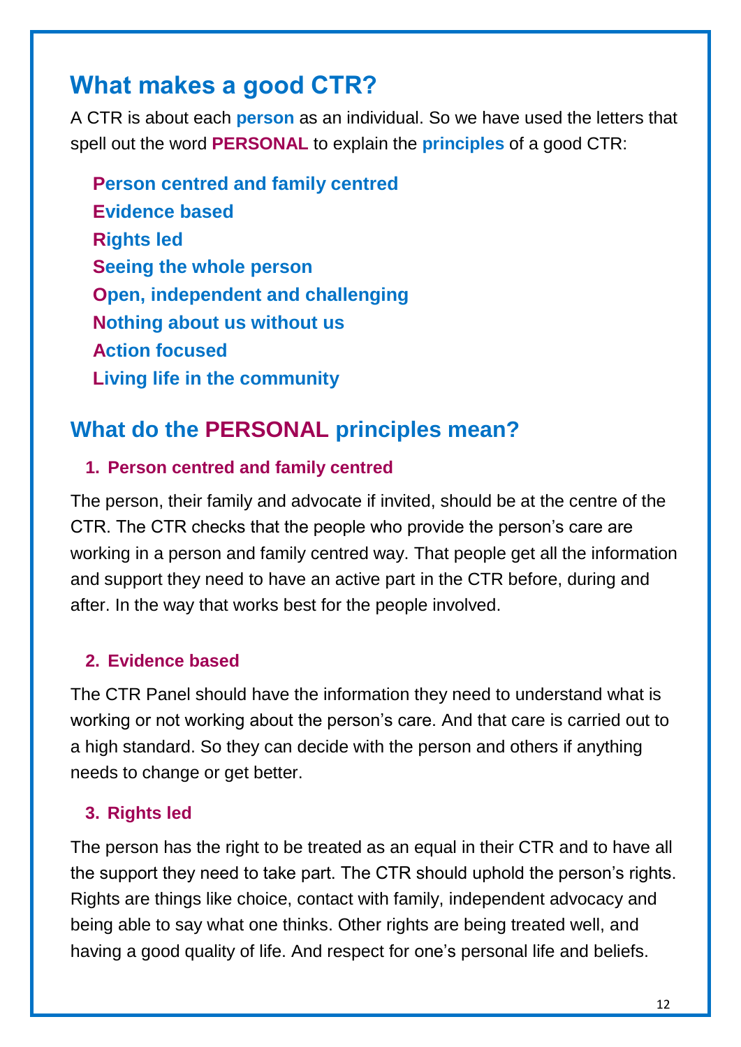## What makes a good CTR?

A CTR is about each **person** as an individual. So we have used the letters that spell out the word **PERSONAL** to explain the **principles** of a good CTR:

**Person centred and family centred**
**Evidence based**
**Rights led**
**Seeing the whole person**
**Open, independent and challenging**
**Nothing about us without us**
**Action focused**
**Living life in the community**

## What do the PERSONAL principles mean?

### 1. Person centred and family centred

The person, their family and advocate if invited, should be at the centre of the CTR. The CTR checks that the people who provide the person's care are working in a person and family centred way. That people get all the information and support they need to have an active part in the CTR before, during and after. In the way that works best for the people involved.

### 2. Evidence based

The CTR Panel should have the information they need to understand what is working or not working about the person's care. And that care is carried out to a high standard. So they can decide with the person and others if anything needs to change or get better.

### 3. Rights led

The person has the right to be treated as an equal in their CTR and to have all the support they need to take part. The CTR should uphold the person's rights. Rights are things like choice, contact with family, independent advocacy and being able to say what one thinks. Other rights are being treated well, and having a good quality of life. And respect for one's personal life and beliefs.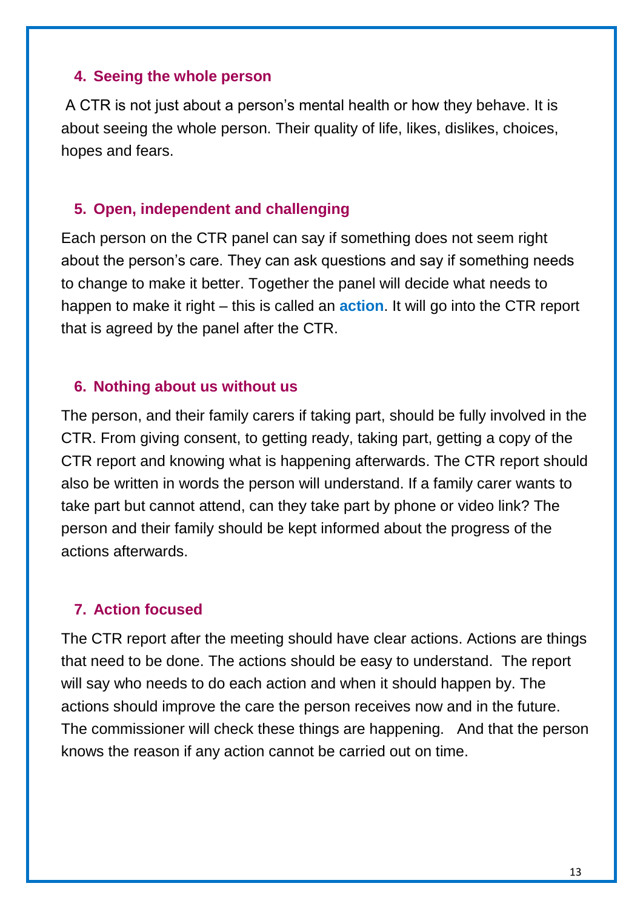### 4. Seeing the whole person

A CTR is not just about a person's mental health or how they behave. It is about seeing the whole person. Their quality of life, likes, dislikes, choices, hopes and fears.

### 5. Open, independent and challenging

Each person on the CTR panel can say if something does not seem right about the person's care. They can ask questions and say if something needs to change to make it better. Together the panel will decide what needs to happen to make it right – this is called an **action**. It will go into the CTR report that is agreed by the panel after the CTR.

### 6. Nothing about us without us

The person, and their family carers if taking part, should be fully involved in the CTR. From giving consent, to getting ready, taking part, getting a copy of the CTR report and knowing what is happening afterwards. The CTR report should also be written in words the person will understand. If a family carer wants to take part but cannot attend, can they take part by phone or video link? The person and their family should be kept informed about the progress of the actions afterwards.

### 7. Action focused

The CTR report after the meeting should have clear actions. Actions are things that need to be done. The actions should be easy to understand. The report will say who needs to do each action and when it should happen by. The actions should improve the care the person receives now and in the future. The commissioner will check these things are happening. And that the person knows the reason if any action cannot be carried out on time.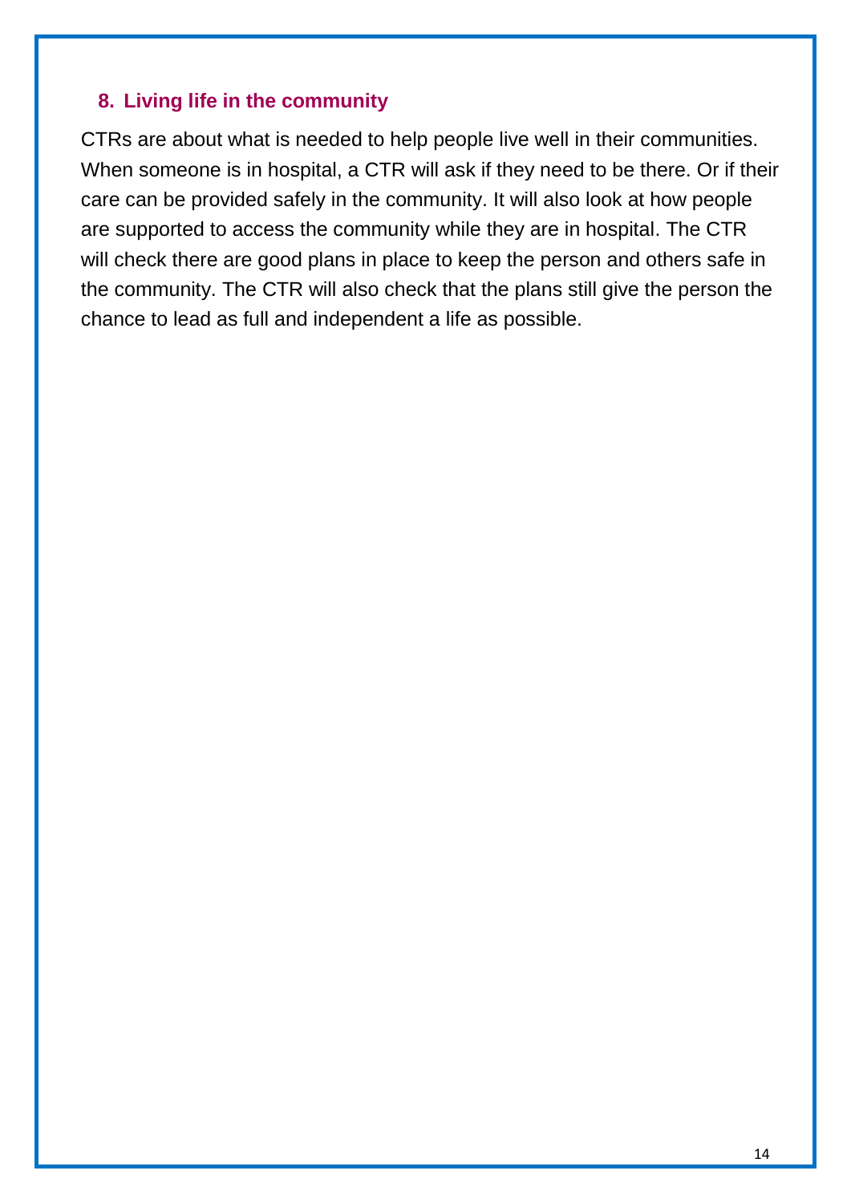## 8. Living life in the community

CTRs are about what is needed to help people live well in their communities. When someone is in hospital, a CTR will ask if they need to be there. Or if their care can be provided safely in the community. It will also look at how people are supported to access the community while they are in hospital. The CTR will check there are good plans in place to keep the person and others safe in the community. The CTR will also check that the plans still give the person the chance to lead as full and independent a life as possible.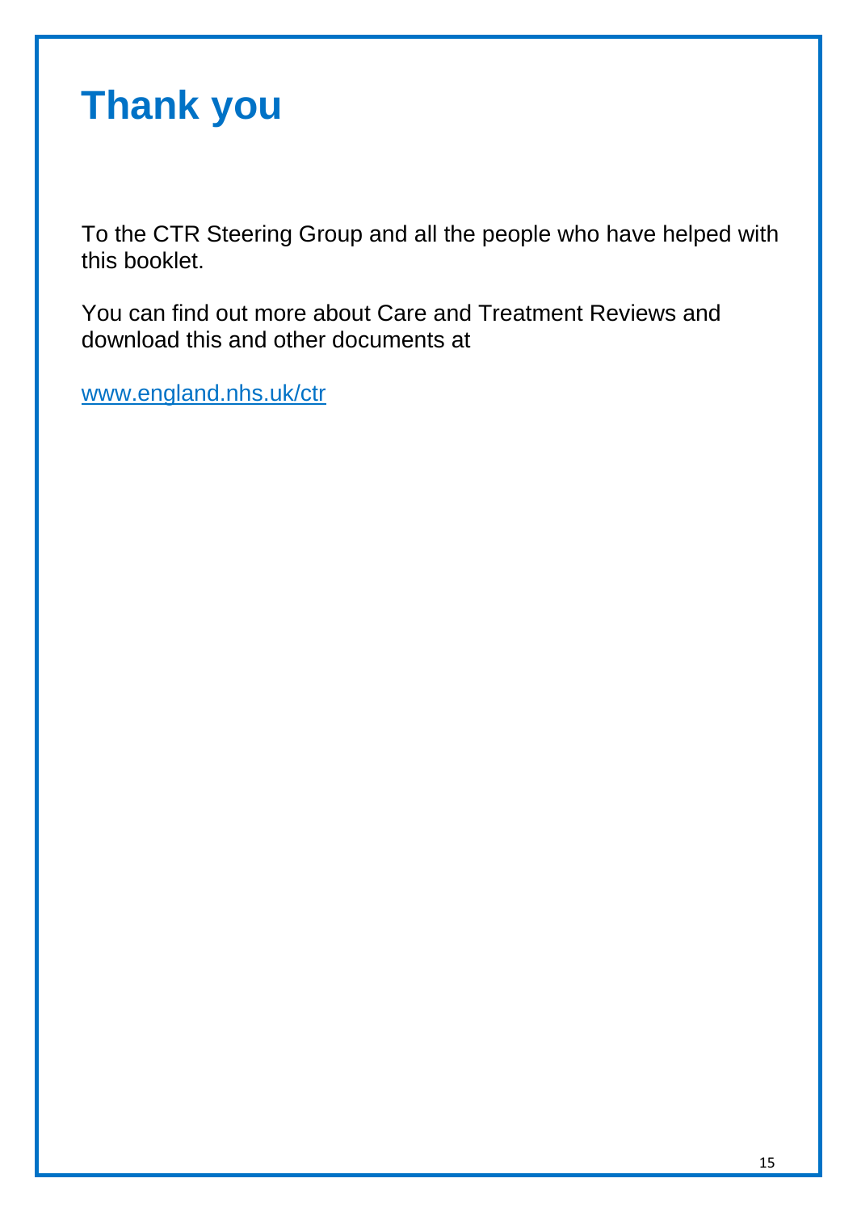# Thank you

To the CTR Steering Group and all the people who have helped with this booklet.

You can find out more about Care and Treatment Reviews and download this and other documents at

[www.england.nhs.uk/ctr](http://www.england.nhs.uk/ctr)